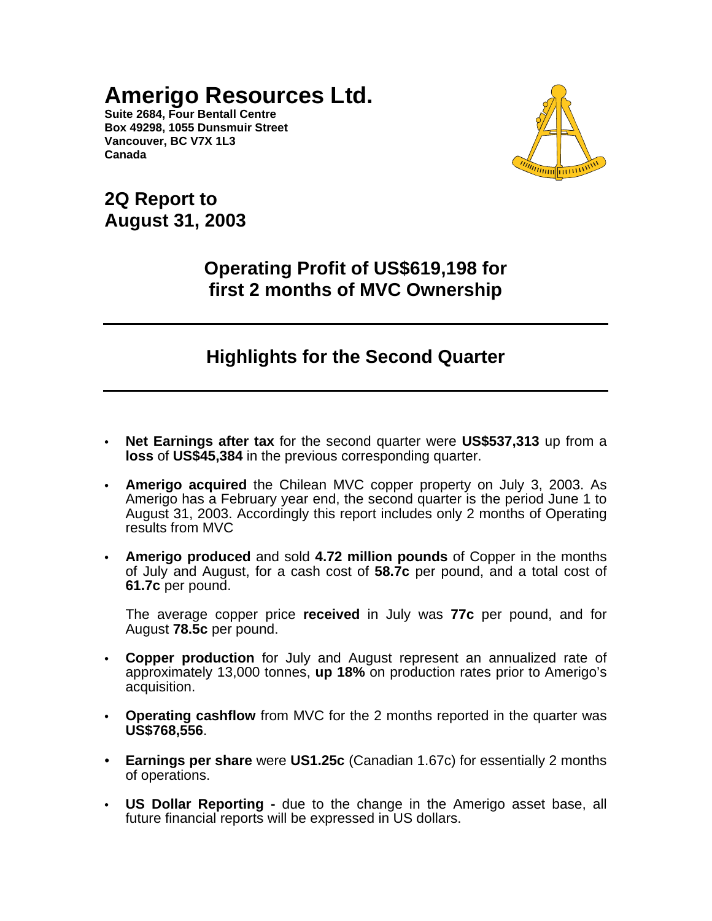# Amerigo Resources Ltd.

**Suite 2684, Four Bentall Centre**
**Box 49298, 1055 Dunsmuir Street**
**Vancouver, BC V7X 1L3**
**Canada**

## 2Q Report to August 31, 2003

## Operating Profit of US$619,198 for first 2 months of MVC Ownership

## Highlights for the Second Quarter

- **Net Earnings after tax** for the second quarter were **US$537,313** up from a **loss** of **US$45,384** in the previous corresponding quarter.

- **Amerigo acquired** the Chilean MVC copper property on July 3, 2003. As Amerigo has a February year end, the second quarter is the period June 1 to August 31, 2003. Accordingly this report includes only 2 months of Operating results from MVC

- **Amerigo produced** and sold **4.72 million pounds** of Copper in the months of July and August, for a cash cost of **58.7c** per pound, and a total cost of **61.7c** per pound.

  The average copper price **received** in July was **77c** per pound, and for August **78.5c** per pound.

- **Copper production** for July and August represent an annualized rate of approximately 13,000 tonnes, **up 18%** on production rates prior to Amerigo's acquisition.

- **Operating cashflow** from MVC for the 2 months reported in the quarter was **US$768,556**.

- **Earnings per share** were **US1.25c** (Canadian 1.67c) for essentially 2 months of operations.

- **US Dollar Reporting -** due to the change in the Amerigo asset base, all future financial reports will be expressed in US dollars.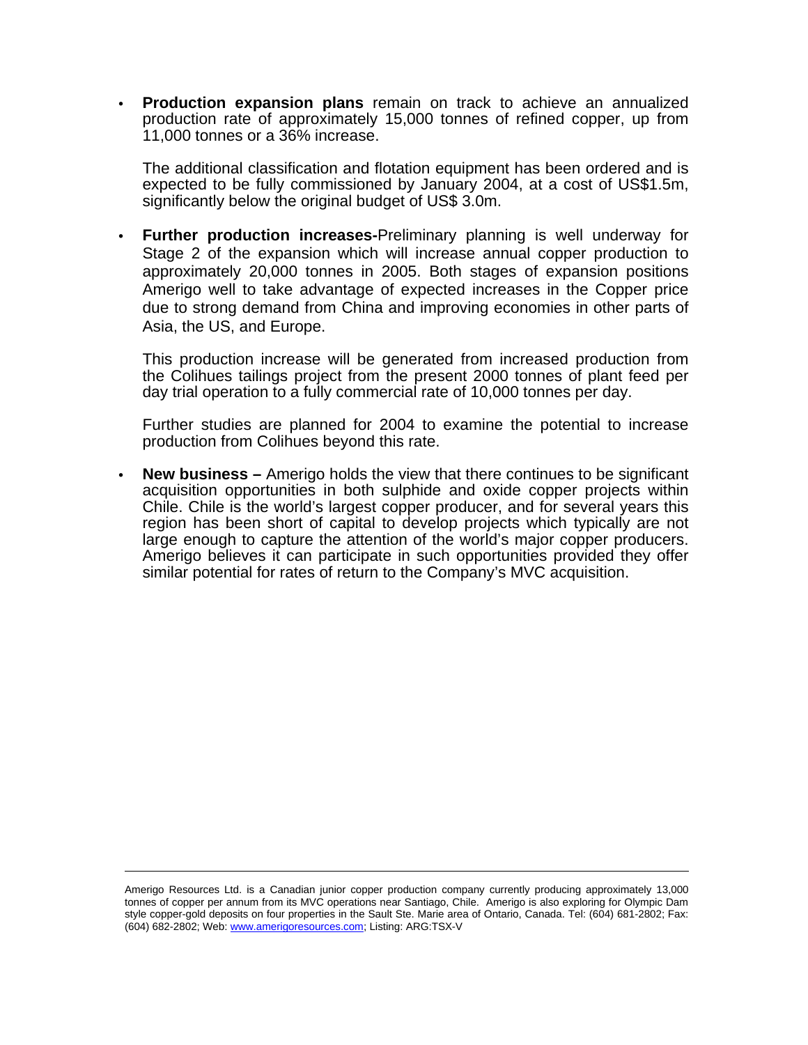- **Production expansion plans** remain on track to achieve an annualized production rate of approximately 15,000 tonnes of refined copper, up from 11,000 tonnes or a 36% increase.

  The additional classification and flotation equipment has been ordered and is expected to be fully commissioned by January 2004, at a cost of US$1.5m, significantly below the original budget of US$ 3.0m.

- **Further production increases-**Preliminary planning is well underway for Stage 2 of the expansion which will increase annual copper production to approximately 20,000 tonnes in 2005. Both stages of expansion positions Amerigo well to take advantage of expected increases in the Copper price due to strong demand from China and improving economies in other parts of Asia, the US, and Europe.

  This production increase will be generated from increased production from the Colihues tailings project from the present 2000 tonnes of plant feed per day trial operation to a fully commercial rate of 10,000 tonnes per day.

  Further studies are planned for 2004 to examine the potential to increase production from Colihues beyond this rate.

- **New business –** Amerigo holds the view that there continues to be significant acquisition opportunities in both sulphide and oxide copper projects within Chile. Chile is the world's largest copper producer, and for several years this region has been short of capital to develop projects which typically are not large enough to capture the attention of the world's major copper producers. Amerigo believes it can participate in such opportunities provided they offer similar potential for rates of return to the Company's MVC acquisition.

---

Amerigo Resources Ltd. is a Canadian junior copper production company currently producing approximately 13,000 tonnes of copper per annum from its MVC operations near Santiago, Chile. Amerigo is also exploring for Olympic Dam style copper-gold deposits on four properties in the Sault Ste. Marie area of Ontario, Canada. Tel: (604) 681-2802; Fax: (604) 682-2802; Web: www.amerigoresources.com; Listing: ARG:TSX-V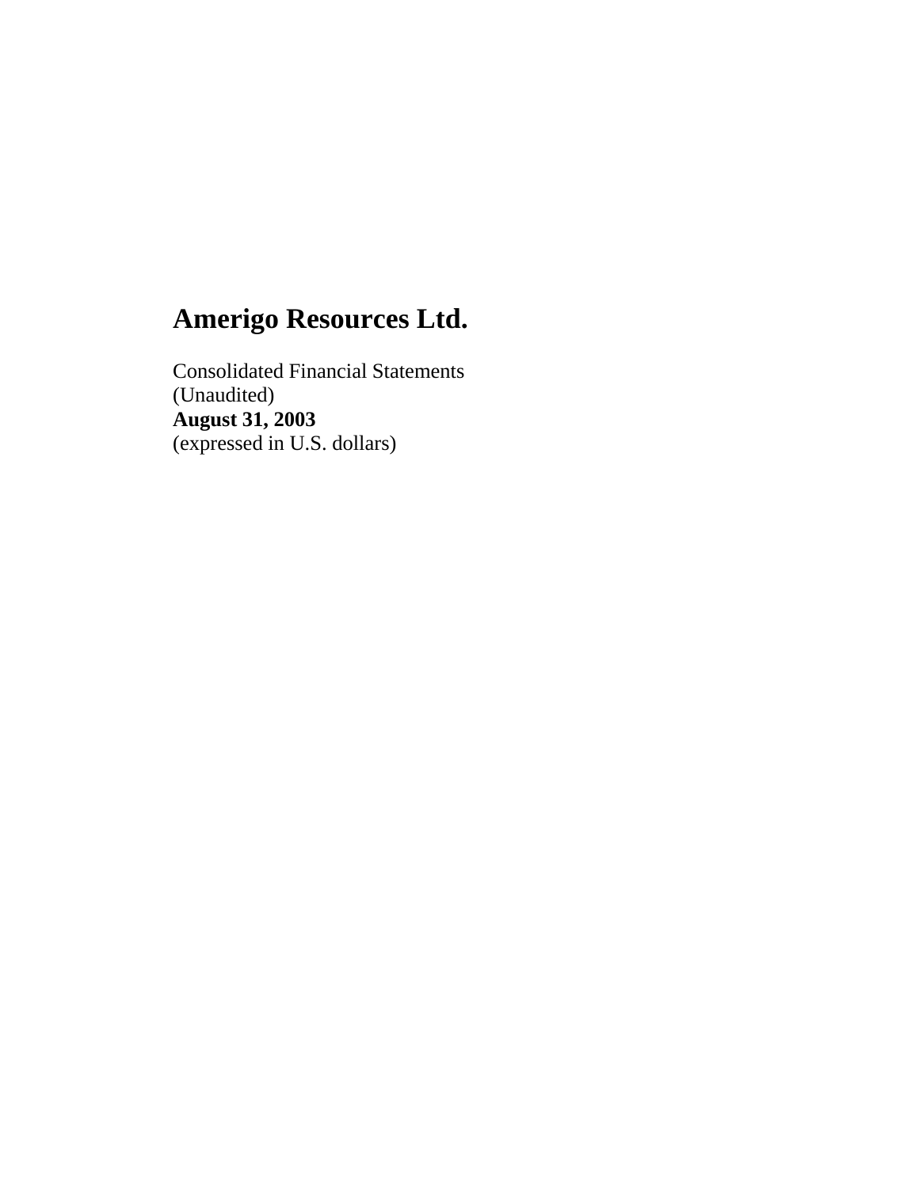# Amerigo Resources Ltd.

Consolidated Financial Statements
(Unaudited)
**August 31, 2003**
(expressed in U.S. dollars)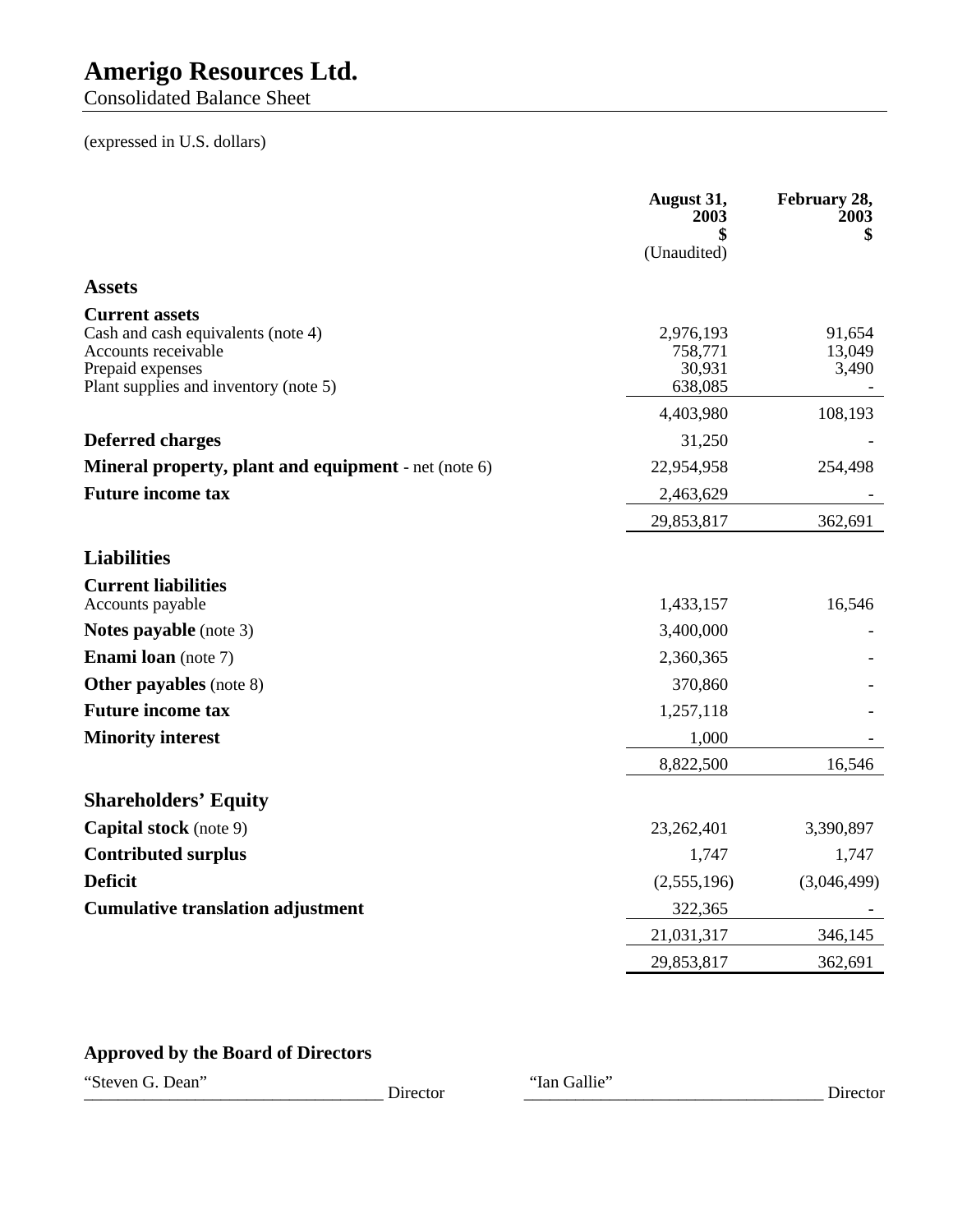# Amerigo Resources Ltd.

Consolidated Balance Sheet

(expressed in U.S. dollars)

| | August 31, 2003 $ (Unaudited) | February 28, 2003 $ |
|---|---|---|
| **Assets** | | |
| **Current assets** | | |
| Cash and cash equivalents (note 4) | 2,976,193 | 91,654 |
| Accounts receivable | 758,771 | 13,049 |
| Prepaid expenses | 30,931 | 3,490 |
| Plant supplies and inventory (note 5) | 638,085 | - |
| | 4,403,980 | 108,193 |
| **Deferred charges** | 31,250 | - |
| **Mineral property, plant and equipment** - net (note 6) | 22,954,958 | 254,498 |
| **Future income tax** | 2,463,629 | - |
| | 29,853,817 | 362,691 |
| **Liabilities** | | |
| **Current liabilities** | | |
| Accounts payable | 1,433,157 | 16,546 |
| **Notes payable** (note 3) | 3,400,000 | - |
| **Enami loan** (note 7) | 2,360,365 | - |
| **Other payables** (note 8) | 370,860 | - |
| **Future income tax** | 1,257,118 | - |
| **Minority interest** | 1,000 | - |
| | 8,822,500 | 16,546 |
| **Shareholders' Equity** | | |
| **Capital stock** (note 9) | 23,262,401 | 3,390,897 |
| **Contributed surplus** | 1,747 | 1,747 |
| **Deficit** | (2,555,196) | (3,046,499) |
| **Cumulative translation adjustment** | 322,365 | - |
| | 21,031,317 | 346,145 |
| | 29,853,817 | 362,691 |

**Approved by the Board of Directors**

"Steven G. Dean" Director

"Ian Gallie" Director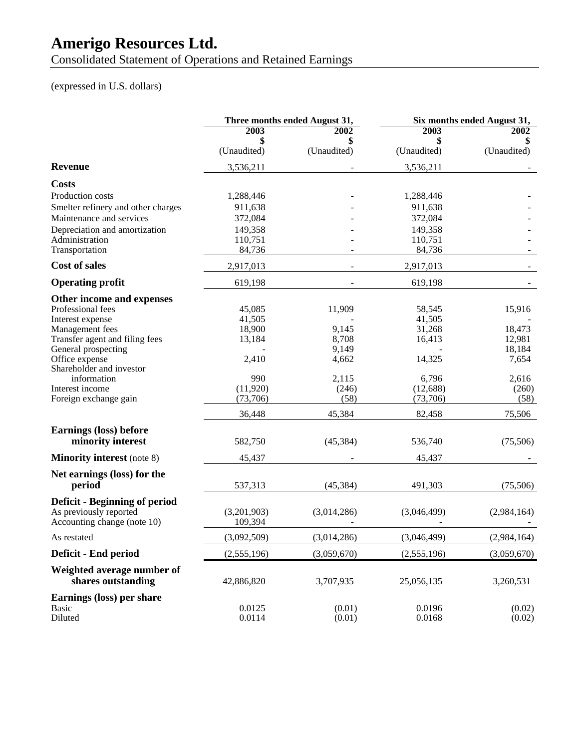# Amerigo Resources Ltd.

Consolidated Statement of Operations and Retained Earnings

(expressed in U.S. dollars)

| | Three months ended August 31, | | Six months ended August 31, | |
|---|---|---|---|---|
| | 2003 | 2002 | 2003 | 2002 |
| | $ | $ | $ | $ |
| | (Unaudited) | (Unaudited) | (Unaudited) | (Unaudited) |
| **Revenue** | 3,536,211 | - | 3,536,211 | - |
| **Costs** | | | | |
| Production costs | 1,288,446 | - | 1,288,446 | - |
| Smelter refinery and other charges | 911,638 | - | 911,638 | - |
| Maintenance and services | 372,084 | - | 372,084 | - |
| Depreciation and amortization | 149,358 | - | 149,358 | - |
| Administration | 110,751 | - | 110,751 | - |
| Transportation | 84,736 | - | 84,736 | - |
| **Cost of sales** | 2,917,013 | - | 2,917,013 | - |
| **Operating profit** | 619,198 | - | 619,198 | - |
| **Other income and expenses** | | | | |
| Professional fees | 45,085 | 11,909 | 58,545 | 15,916 |
| Interest expense | 41,505 | - | 41,505 | - |
| Management fees | 18,900 | 9,145 | 31,268 | 18,473 |
| Transfer agent and filing fees | 13,184 | 8,708 | 16,413 | 12,981 |
| General prospecting | - | 9,149 | - | 18,184 |
| Office expense | 2,410 | 4,662 | 14,325 | 7,654 |
| Shareholder and investor information | 990 | 2,115 | 6,796 | 2,616 |
| Interest income | (11,920) | (246) | (12,688) | (260) |
| Foreign exchange gain | (73,706) | (58) | (73,706) | (58) |
| | 36,448 | 45,384 | 82,458 | 75,506 |
| **Earnings (loss) before minority interest** | 582,750 | (45,384) | 536,740 | (75,506) |
| **Minority interest** (note 8) | 45,437 | - | 45,437 | - |
| **Net earnings (loss) for the period** | 537,313 | (45,384) | 491,303 | (75,506) |
| **Deficit - Beginning of period** | | | | |
| As previously reported | (3,201,903) | (3,014,286) | (3,046,499) | (2,984,164) |
| Accounting change (note 10) | 109,394 | - | - | - |
| As restated | (3,092,509) | (3,014,286) | (3,046,499) | (2,984,164) |
| **Deficit - End period** | (2,555,196) | (3,059,670) | (2,555,196) | (3,059,670) |
| **Weighted average number of shares outstanding** | 42,886,820 | 3,707,935 | 25,056,135 | 3,260,531 |
| **Earnings (loss) per share** | | | | |
| Basic | 0.0125 | (0.01) | 0.0196 | (0.02) |
| Diluted | 0.0114 | (0.01) | 0.0168 | (0.02) |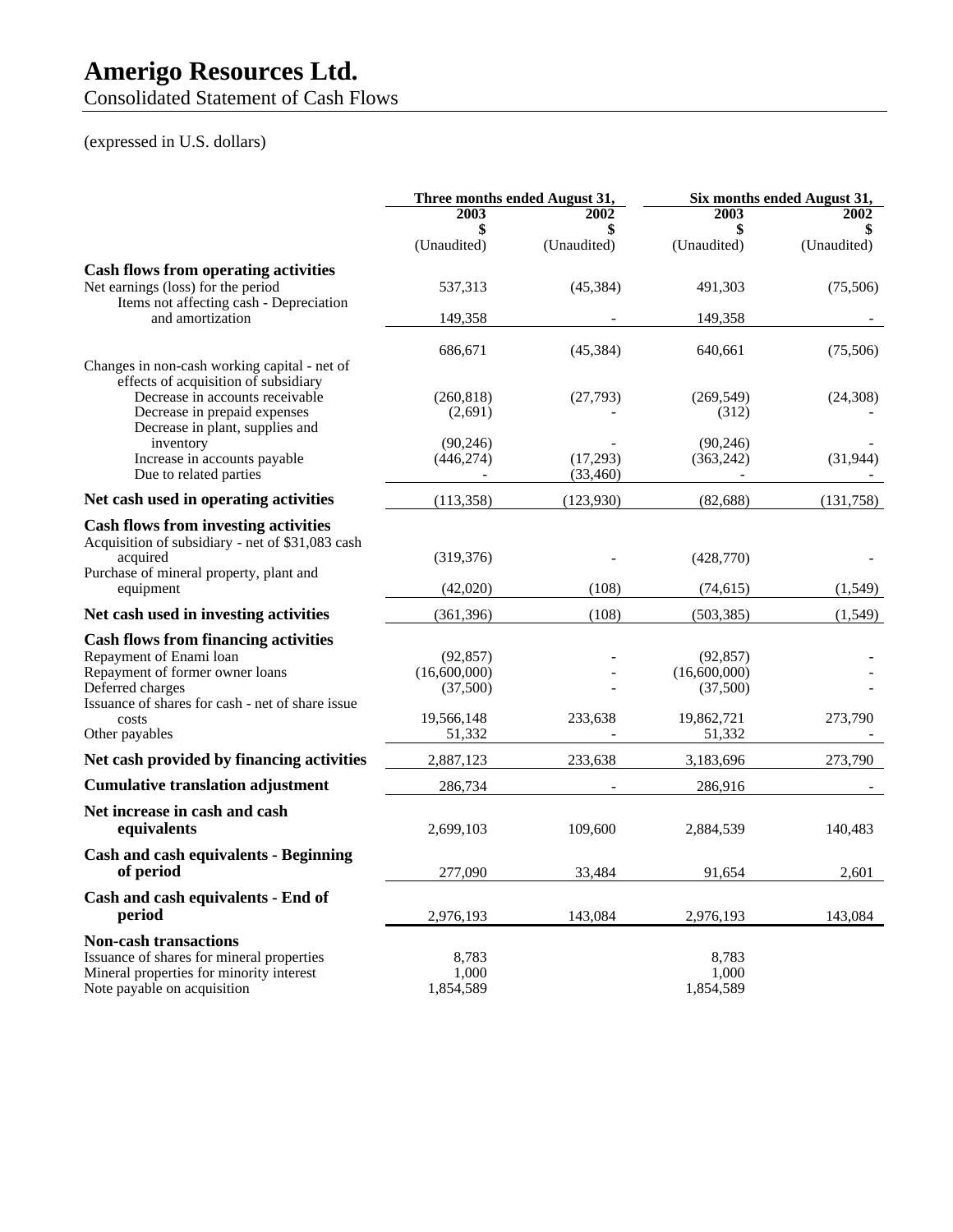# Amerigo Resources Ltd.

Consolidated Statement of Cash Flows

(expressed in U.S. dollars)

| | Three months ended August 31, | | Six months ended August 31, | |
|---|---|---|---|---|
| | 2003 | 2002 | 2003 | 2002 |
| | $ | $ | $ | $ |
| | (Unaudited) | (Unaudited) | (Unaudited) | (Unaudited) |
| **Cash flows from operating activities** | | | | |
| Net earnings (loss) for the period | 537,313 | (45,384) | 491,303 | (75,506) |
| Items not affecting cash - Depreciation and amortization | 149,358 | - | 149,358 | - |
| | 686,671 | (45,384) | 640,661 | (75,506) |
| Changes in non-cash working capital - net of effects of acquisition of subsidiary | | | | |
| Decrease in accounts receivable | (260,818) | (27,793) | (269,549) | (24,308) |
| Decrease in prepaid expenses | (2,691) | - | (312) | - |
| Decrease in plant, supplies and inventory | (90,246) | - | (90,246) | - |
| Increase in accounts payable | (446,274) | (17,293) | (363,242) | (31,944) |
| Due to related parties | - | (33,460) | - | - |
| **Net cash used in operating activities** | (113,358) | (123,930) | (82,688) | (131,758) |
| **Cash flows from investing activities** | | | | |
| Acquisition of subsidiary - net of $31,083 cash acquired | (319,376) | - | (428,770) | - |
| Purchase of mineral property, plant and equipment | (42,020) | (108) | (74,615) | (1,549) |
| **Net cash used in investing activities** | (361,396) | (108) | (503,385) | (1,549) |
| **Cash flows from financing activities** | | | | |
| Repayment of Enami loan | (92,857) | - | (92,857) | - |
| Repayment of former owner loans | (16,600,000) | - | (16,600,000) | - |
| Deferred charges | (37,500) | - | (37,500) | - |
| Issuance of shares for cash - net of share issue costs | 19,566,148 | 233,638 | 19,862,721 | 273,790 |
| Other payables | 51,332 | - | 51,332 | - |
| **Net cash provided by financing activities** | 2,887,123 | 233,638 | 3,183,696 | 273,790 |
| **Cumulative translation adjustment** | 286,734 | - | 286,916 | - |
| **Net increase in cash and cash equivalents** | 2,699,103 | 109,600 | 2,884,539 | 140,483 |
| **Cash and cash equivalents - Beginning of period** | 277,090 | 33,484 | 91,654 | 2,601 |
| **Cash and cash equivalents - End of period** | 2,976,193 | 143,084 | 2,976,193 | 143,084 |
| **Non-cash transactions** | | | | |
| Issuance of shares for mineral properties | 8,783 | | 8,783 | |
| Mineral properties for minority interest | 1,000 | | 1,000 | |
| Note payable on acquisition | 1,854,589 | | 1,854,589 | |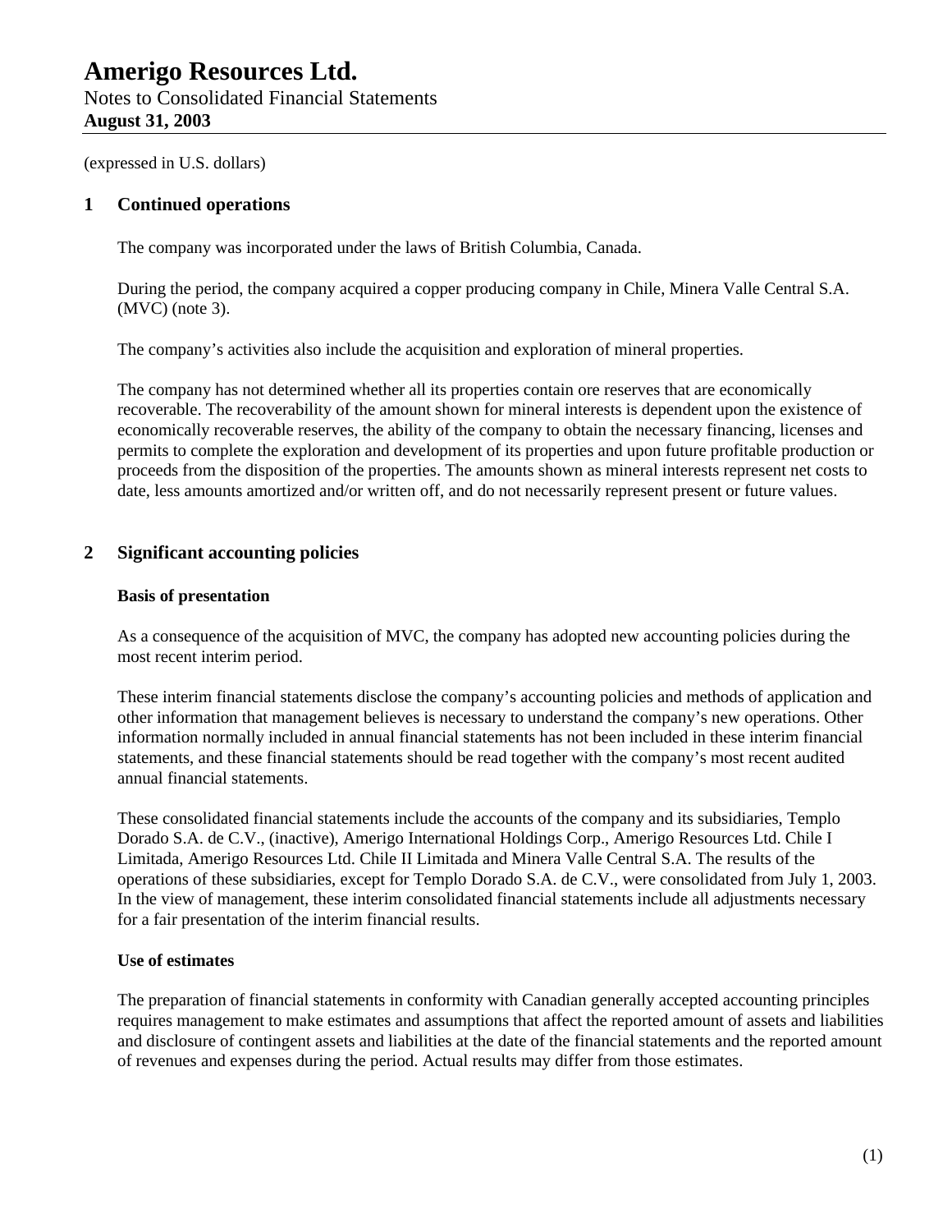# Amerigo Resources Ltd.

Notes to Consolidated Financial Statements
**August 31, 2003**

(expressed in U.S. dollars)

## 1 Continued operations

The company was incorporated under the laws of British Columbia, Canada.

During the period, the company acquired a copper producing company in Chile, Minera Valle Central S.A. (MVC) (note 3).

The company's activities also include the acquisition and exploration of mineral properties.

The company has not determined whether all its properties contain ore reserves that are economically recoverable. The recoverability of the amount shown for mineral interests is dependent upon the existence of economically recoverable reserves, the ability of the company to obtain the necessary financing, licenses and permits to complete the exploration and development of its properties and upon future profitable production or proceeds from the disposition of the properties. The amounts shown as mineral interests represent net costs to date, less amounts amortized and/or written off, and do not necessarily represent present or future values.

## 2 Significant accounting policies

**Basis of presentation**

As a consequence of the acquisition of MVC, the company has adopted new accounting policies during the most recent interim period.

These interim financial statements disclose the company's accounting policies and methods of application and other information that management believes is necessary to understand the company's new operations. Other information normally included in annual financial statements has not been included in these interim financial statements, and these financial statements should be read together with the company's most recent audited annual financial statements.

These consolidated financial statements include the accounts of the company and its subsidiaries, Templo Dorado S.A. de C.V., (inactive), Amerigo International Holdings Corp., Amerigo Resources Ltd. Chile I Limitada, Amerigo Resources Ltd. Chile II Limitada and Minera Valle Central S.A. The results of the operations of these subsidiaries, except for Templo Dorado S.A. de C.V., were consolidated from July 1, 2003. In the view of management, these interim consolidated financial statements include all adjustments necessary for a fair presentation of the interim financial results.

**Use of estimates**

The preparation of financial statements in conformity with Canadian generally accepted accounting principles requires management to make estimates and assumptions that affect the reported amount of assets and liabilities and disclosure of contingent assets and liabilities at the date of the financial statements and the reported amount of revenues and expenses during the period. Actual results may differ from those estimates.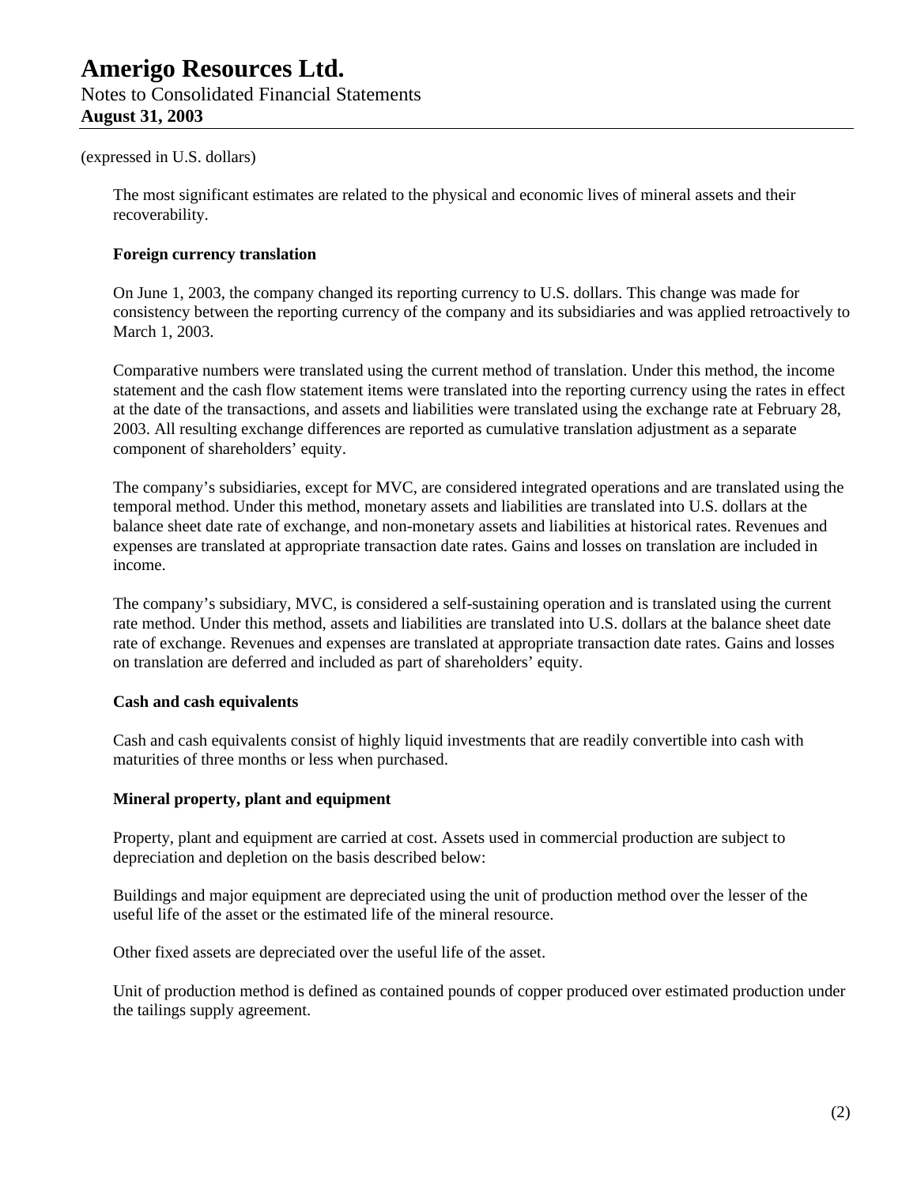(expressed in U.S. dollars)

The most significant estimates are related to the physical and economic lives of mineral assets and their recoverability.

**Foreign currency translation**

On June 1, 2003, the company changed its reporting currency to U.S. dollars. This change was made for consistency between the reporting currency of the company and its subsidiaries and was applied retroactively to March 1, 2003.

Comparative numbers were translated using the current method of translation. Under this method, the income statement and the cash flow statement items were translated into the reporting currency using the rates in effect at the date of the transactions, and assets and liabilities were translated using the exchange rate at February 28, 2003. All resulting exchange differences are reported as cumulative translation adjustment as a separate component of shareholders' equity.

The company's subsidiaries, except for MVC, are considered integrated operations and are translated using the temporal method. Under this method, monetary assets and liabilities are translated into U.S. dollars at the balance sheet date rate of exchange, and non-monetary assets and liabilities at historical rates. Revenues and expenses are translated at appropriate transaction date rates. Gains and losses on translation are included in income.

The company's subsidiary, MVC, is considered a self-sustaining operation and is translated using the current rate method. Under this method, assets and liabilities are translated into U.S. dollars at the balance sheet date rate of exchange. Revenues and expenses are translated at appropriate transaction date rates. Gains and losses on translation are deferred and included as part of shareholders' equity.

**Cash and cash equivalents**

Cash and cash equivalents consist of highly liquid investments that are readily convertible into cash with maturities of three months or less when purchased.

**Mineral property, plant and equipment**

Property, plant and equipment are carried at cost. Assets used in commercial production are subject to depreciation and depletion on the basis described below:

Buildings and major equipment are depreciated using the unit of production method over the lesser of the useful life of the asset or the estimated life of the mineral resource.

Other fixed assets are depreciated over the useful life of the asset.

Unit of production method is defined as contained pounds of copper produced over estimated production under the tailings supply agreement.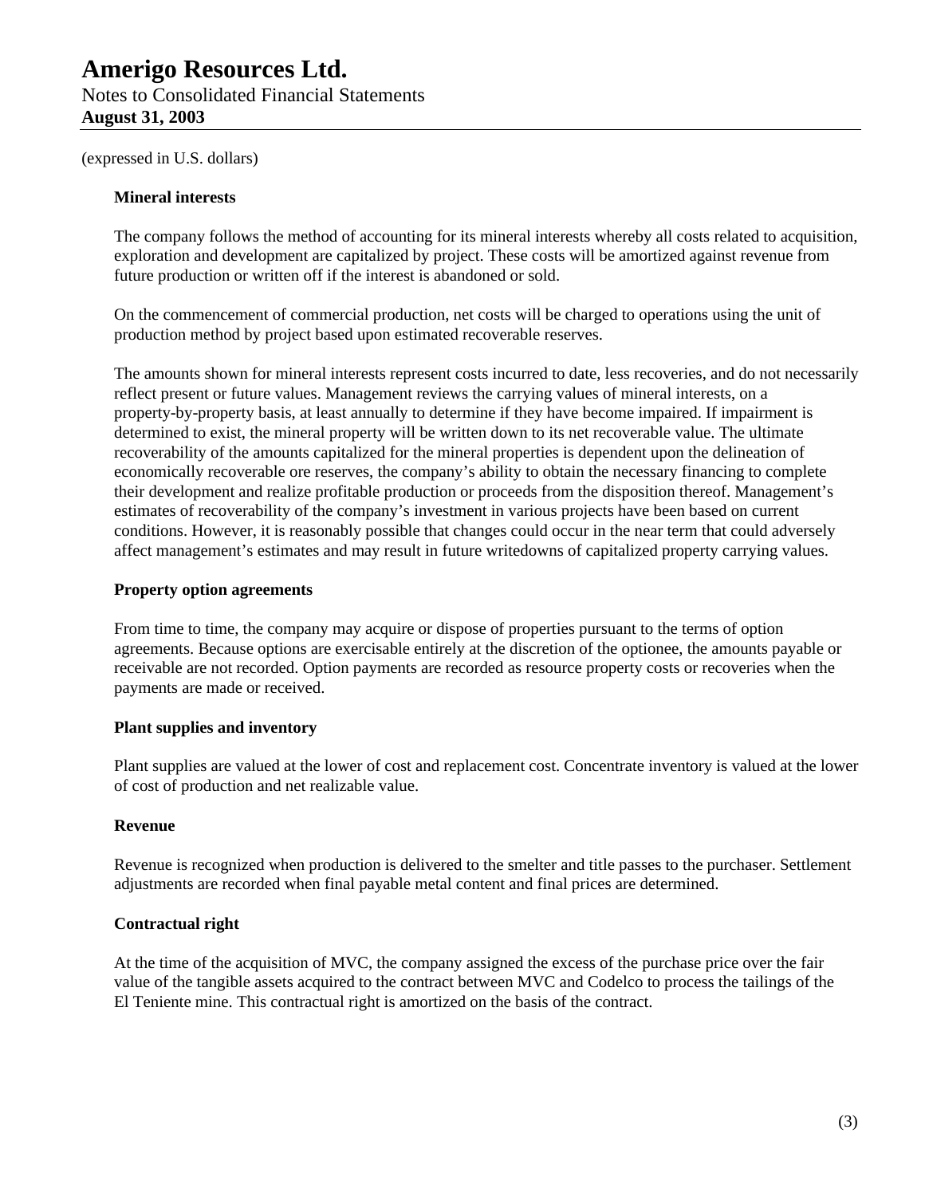(expressed in U.S. dollars)

**Mineral interests**

The company follows the method of accounting for its mineral interests whereby all costs related to acquisition, exploration and development are capitalized by project. These costs will be amortized against revenue from future production or written off if the interest is abandoned or sold.

On the commencement of commercial production, net costs will be charged to operations using the unit of production method by project based upon estimated recoverable reserves.

The amounts shown for mineral interests represent costs incurred to date, less recoveries, and do not necessarily reflect present or future values. Management reviews the carrying values of mineral interests, on a property-by-property basis, at least annually to determine if they have become impaired. If impairment is determined to exist, the mineral property will be written down to its net recoverable value. The ultimate recoverability of the amounts capitalized for the mineral properties is dependent upon the delineation of economically recoverable ore reserves, the company's ability to obtain the necessary financing to complete their development and realize profitable production or proceeds from the disposition thereof. Management's estimates of recoverability of the company's investment in various projects have been based on current conditions. However, it is reasonably possible that changes could occur in the near term that could adversely affect management's estimates and may result in future writedowns of capitalized property carrying values.

**Property option agreements**

From time to time, the company may acquire or dispose of properties pursuant to the terms of option agreements. Because options are exercisable entirely at the discretion of the optionee, the amounts payable or receivable are not recorded. Option payments are recorded as resource property costs or recoveries when the payments are made or received.

**Plant supplies and inventory**

Plant supplies are valued at the lower of cost and replacement cost. Concentrate inventory is valued at the lower of cost of production and net realizable value.

**Revenue**

Revenue is recognized when production is delivered to the smelter and title passes to the purchaser. Settlement adjustments are recorded when final payable metal content and final prices are determined.

**Contractual right**

At the time of the acquisition of MVC, the company assigned the excess of the purchase price over the fair value of the tangible assets acquired to the contract between MVC and Codelco to process the tailings of the El Teniente mine. This contractual right is amortized on the basis of the contract.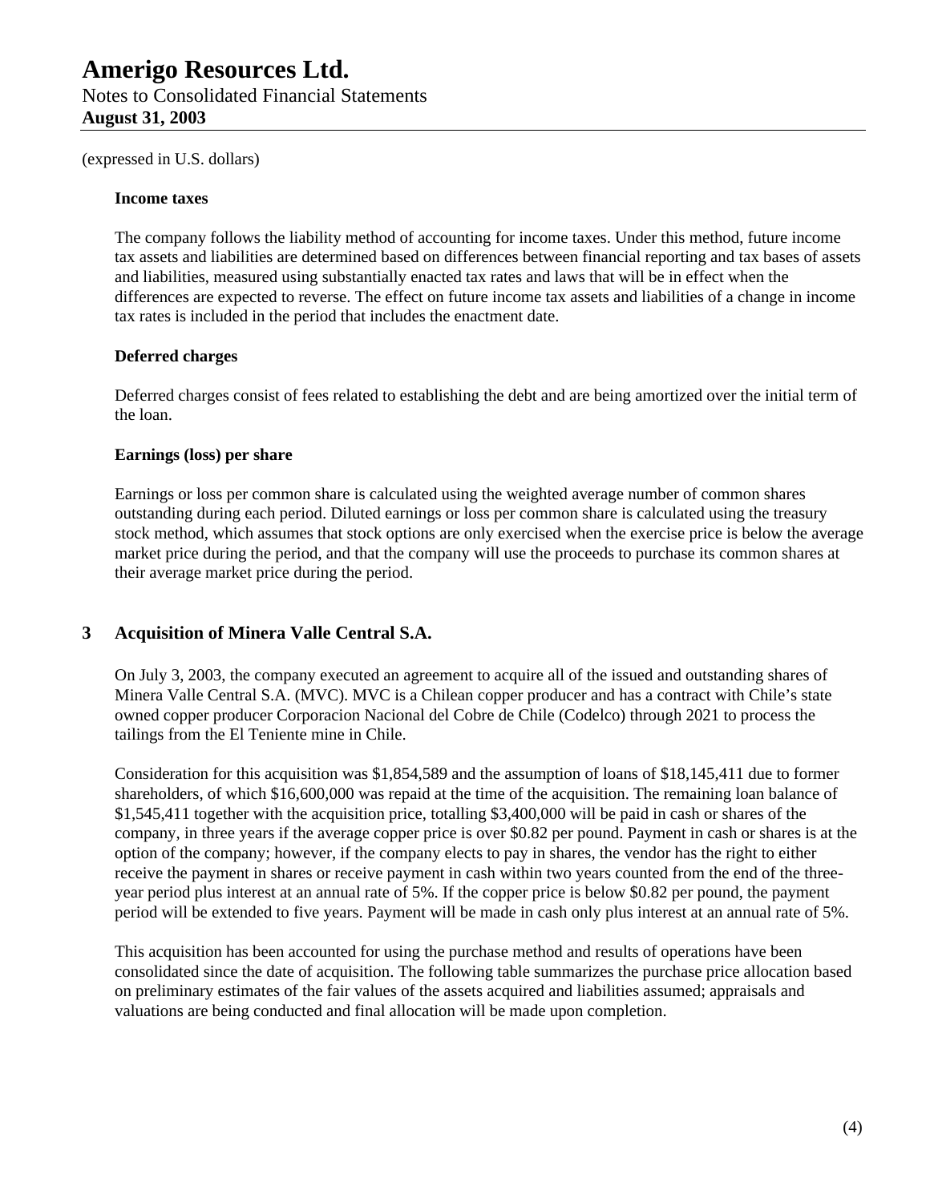(expressed in U.S. dollars)

**Income taxes**

The company follows the liability method of accounting for income taxes. Under this method, future income tax assets and liabilities are determined based on differences between financial reporting and tax bases of assets and liabilities, measured using substantially enacted tax rates and laws that will be in effect when the differences are expected to reverse. The effect on future income tax assets and liabilities of a change in income tax rates is included in the period that includes the enactment date.

**Deferred charges**

Deferred charges consist of fees related to establishing the debt and are being amortized over the initial term of the loan.

**Earnings (loss) per share**

Earnings or loss per common share is calculated using the weighted average number of common shares outstanding during each period. Diluted earnings or loss per common share is calculated using the treasury stock method, which assumes that stock options are only exercised when the exercise price is below the average market price during the period, and that the company will use the proceeds to purchase its common shares at their average market price during the period.

## 3 Acquisition of Minera Valle Central S.A.

On July 3, 2003, the company executed an agreement to acquire all of the issued and outstanding shares of Minera Valle Central S.A. (MVC). MVC is a Chilean copper producer and has a contract with Chile's state owned copper producer Corporacion Nacional del Cobre de Chile (Codelco) through 2021 to process the tailings from the El Teniente mine in Chile.

Consideration for this acquisition was $1,854,589 and the assumption of loans of $18,145,411 due to former shareholders, of which $16,600,000 was repaid at the time of the acquisition. The remaining loan balance of $1,545,411 together with the acquisition price, totalling $3,400,000 will be paid in cash or shares of the company, in three years if the average copper price is over $0.82 per pound. Payment in cash or shares is at the option of the company; however, if the company elects to pay in shares, the vendor has the right to either receive the payment in shares or receive payment in cash within two years counted from the end of the three-year period plus interest at an annual rate of 5%. If the copper price is below $0.82 per pound, the payment period will be extended to five years. Payment will be made in cash only plus interest at an annual rate of 5%.

This acquisition has been accounted for using the purchase method and results of operations have been consolidated since the date of acquisition. The following table summarizes the purchase price allocation based on preliminary estimates of the fair values of the assets acquired and liabilities assumed; appraisals and valuations are being conducted and final allocation will be made upon completion.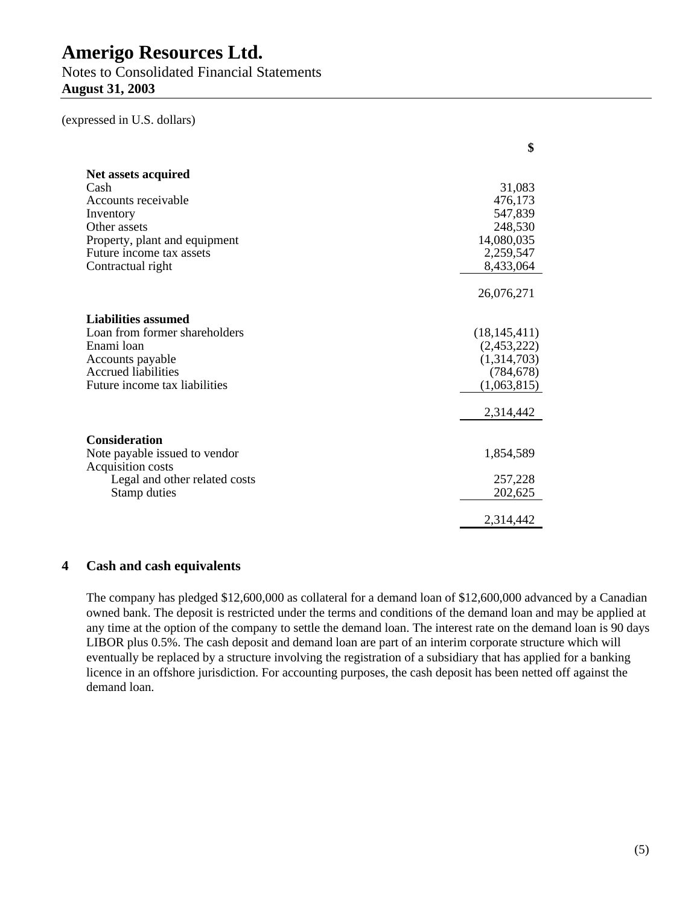# Amerigo Resources Ltd.

Notes to Consolidated Financial Statements

**August 31, 2003**

(expressed in U.S. dollars)

| | $ |
|---|---|
| **Net assets acquired** | |
| Cash | 31,083 |
| Accounts receivable | 476,173 |
| Inventory | 547,839 |
| Other assets | 248,530 |
| Property, plant and equipment | 14,080,035 |
| Future income tax assets | 2,259,547 |
| Contractual right | 8,433,064 |
| | 26,076,271 |
| **Liabilities assumed** | |
| Loan from former shareholders | (18,145,411) |
| Enami loan | (2,453,222) |
| Accounts payable | (1,314,703) |
| Accrued liabilities | (784,678) |
| Future income tax liabilities | (1,063,815) |
| | 2,314,442 |
| **Consideration** | |
| Note payable issued to vendor | 1,854,589 |
| Acquisition costs | |
| Legal and other related costs | 257,228 |
| Stamp duties | 202,625 |
| | 2,314,442 |

## 4 Cash and cash equivalents

The company has pledged $12,600,000 as collateral for a demand loan of $12,600,000 advanced by a Canadian owned bank. The deposit is restricted under the terms and conditions of the demand loan and may be applied at any time at the option of the company to settle the demand loan. The interest rate on the demand loan is 90 days LIBOR plus 0.5%. The cash deposit and demand loan are part of an interim corporate structure which will eventually be replaced by a structure involving the registration of a subsidiary that has applied for a banking licence in an offshore jurisdiction. For accounting purposes, the cash deposit has been netted off against the demand loan.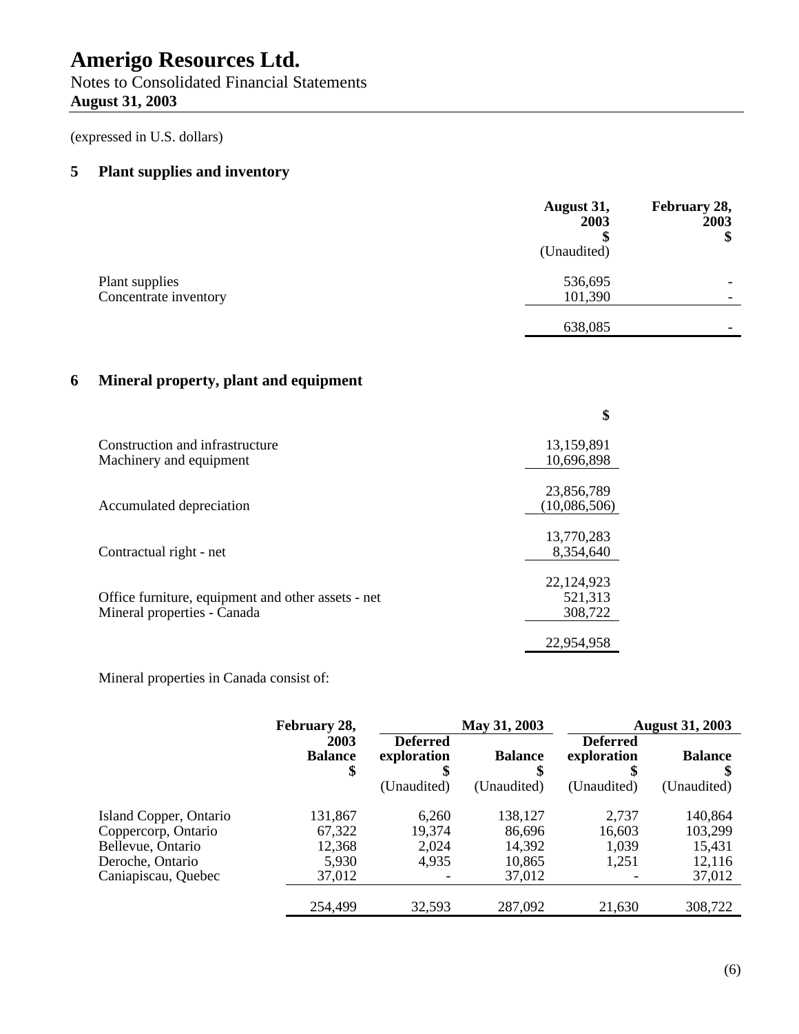# Amerigo Resources Ltd.

Notes to Consolidated Financial Statements
**August 31, 2003**

(expressed in U.S. dollars)

## 5 Plant supplies and inventory

| | August 31, 2003 $ (Unaudited) | February 28, 2003 $ |
|---|---|---|
| Plant supplies | 536,695 | - |
| Concentrate inventory | 101,390 | - |
| | 638,085 | - |

## 6 Mineral property, plant and equipment

| | $ |
|---|---|
| Construction and infrastructure | 13,159,891 |
| Machinery and equipment | 10,696,898 |
| | 23,856,789 |
| Accumulated depreciation | (10,086,506) |
| | 13,770,283 |
| Contractual right - net | 8,354,640 |
| | 22,124,923 |
| Office furniture, equipment and other assets - net | 521,313 |
| Mineral properties - Canada | 308,722 |
| | 22,954,958 |

Mineral properties in Canada consist of:

| | February 28, 2003 Balance $ | May 31, 2003 Deferred exploration $ (Unaudited) | May 31, 2003 Balance $ (Unaudited) | August 31, 2003 Deferred exploration $ (Unaudited) | August 31, 2003 Balance $ (Unaudited) |
|---|---|---|---|---|---|
| Island Copper, Ontario | 131,867 | 6,260 | 138,127 | 2,737 | 140,864 |
| Coppercorp, Ontario | 67,322 | 19,374 | 86,696 | 16,603 | 103,299 |
| Bellevue, Ontario | 12,368 | 2,024 | 14,392 | 1,039 | 15,431 |
| Deroche, Ontario | 5,930 | 4,935 | 10,865 | 1,251 | 12,116 |
| Caniapiscau, Quebec | 37,012 | - | 37,012 | - | 37,012 |
| | 254,499 | 32,593 | 287,092 | 21,630 | 308,722 |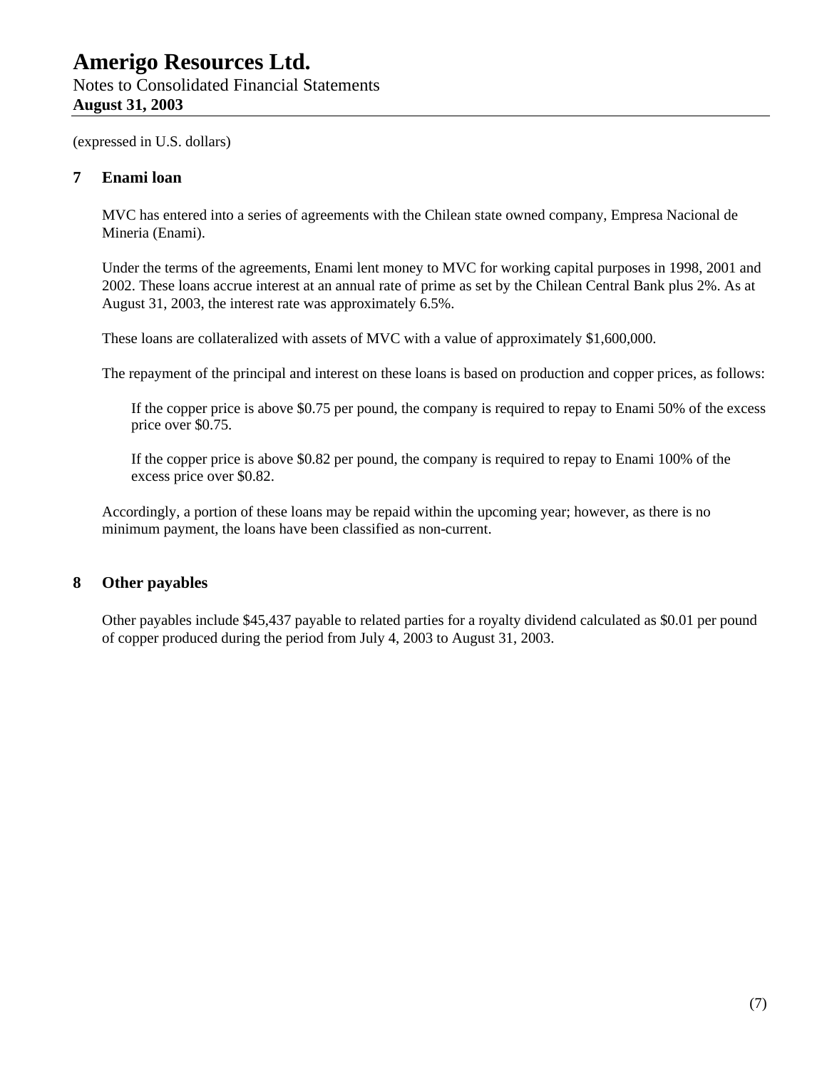(expressed in U.S. dollars)

## 7 Enami loan

MVC has entered into a series of agreements with the Chilean state owned company, Empresa Nacional de Mineria (Enami).

Under the terms of the agreements, Enami lent money to MVC for working capital purposes in 1998, 2001 and 2002. These loans accrue interest at an annual rate of prime as set by the Chilean Central Bank plus 2%. As at August 31, 2003, the interest rate was approximately 6.5%.

These loans are collateralized with assets of MVC with a value of approximately $1,600,000.

The repayment of the principal and interest on these loans is based on production and copper prices, as follows:

> If the copper price is above $0.75 per pound, the company is required to repay to Enami 50% of the excess price over $0.75.
>
> If the copper price is above $0.82 per pound, the company is required to repay to Enami 100% of the excess price over $0.82.

Accordingly, a portion of these loans may be repaid within the upcoming year; however, as there is no minimum payment, the loans have been classified as non-current.

## 8 Other payables

Other payables include $45,437 payable to related parties for a royalty dividend calculated as $0.01 per pound of copper produced during the period from July 4, 2003 to August 31, 2003.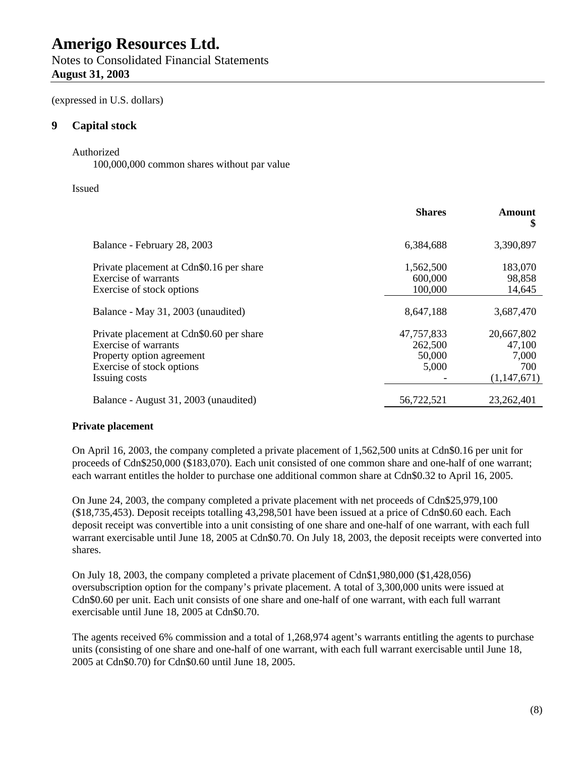# Amerigo Resources Ltd.

Notes to Consolidated Financial Statements
**August 31, 2003**

(expressed in U.S. dollars)

## 9 Capital stock

Authorized

100,000,000 common shares without par value

Issued

| | Shares | Amount $ |
|---|---|---|
| Balance - February 28, 2003 | 6,384,688 | 3,390,897 |
| Private placement at Cdn$0.16 per share | 1,562,500 | 183,070 |
| Exercise of warrants | 600,000 | 98,858 |
| Exercise of stock options | 100,000 | 14,645 |
| Balance - May 31, 2003 (unaudited) | 8,647,188 | 3,687,470 |
| Private placement at Cdn$0.60 per share | 47,757,833 | 20,667,802 |
| Exercise of warrants | 262,500 | 47,100 |
| Property option agreement | 50,000 | 7,000 |
| Exercise of stock options | 5,000 | 700 |
| Issuing costs | - | (1,147,671) |
| Balance - August 31, 2003 (unaudited) | 56,722,521 | 23,262,401 |

**Private placement**

On April 16, 2003, the company completed a private placement of 1,562,500 units at Cdn$0.16 per unit for proceeds of Cdn$250,000 ($183,070). Each unit consisted of one common share and one-half of one warrant; each warrant entitles the holder to purchase one additional common share at Cdn$0.32 to April 16, 2005.

On June 24, 2003, the company completed a private placement with net proceeds of Cdn$25,979,100 ($18,735,453). Deposit receipts totalling 43,298,501 have been issued at a price of Cdn$0.60 each. Each deposit receipt was convertible into a unit consisting of one share and one-half of one warrant, with each full warrant exercisable until June 18, 2005 at Cdn$0.70. On July 18, 2003, the deposit receipts were converted into shares.

On July 18, 2003, the company completed a private placement of Cdn$1,980,000 ($1,428,056) oversubscription option for the company's private placement. A total of 3,300,000 units were issued at Cdn$0.60 per unit. Each unit consists of one share and one-half of one warrant, with each full warrant exercisable until June 18, 2005 at Cdn$0.70.

The agents received 6% commission and a total of 1,268,974 agent's warrants entitling the agents to purchase units (consisting of one share and one-half of one warrant, with each full warrant exercisable until June 18, 2005 at Cdn$0.70) for Cdn$0.60 until June 18, 2005.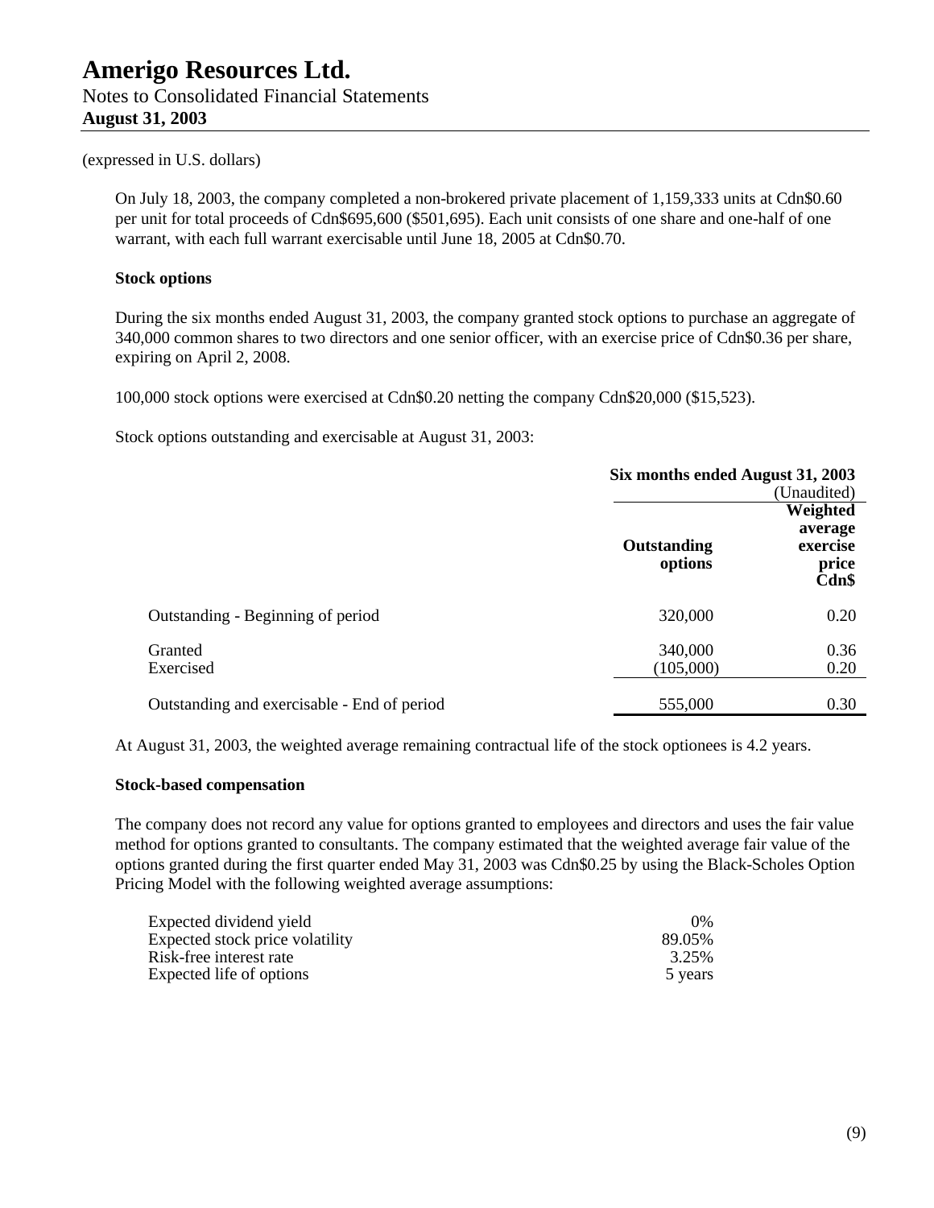# Amerigo Resources Ltd.

Notes to Consolidated Financial Statements

**August 31, 2003**

(expressed in U.S. dollars)

On July 18, 2003, the company completed a non-brokered private placement of 1,159,333 units at Cdn$0.60 per unit for total proceeds of Cdn$695,600 ($501,695). Each unit consists of one share and one-half of one warrant, with each full warrant exercisable until June 18, 2005 at Cdn$0.70.

**Stock options**

During the six months ended August 31, 2003, the company granted stock options to purchase an aggregate of 340,000 common shares to two directors and one senior officer, with an exercise price of Cdn$0.36 per share, expiring on April 2, 2008.

100,000 stock options were exercised at Cdn$0.20 netting the company Cdn$20,000 ($15,523).

Stock options outstanding and exercisable at August 31, 2003:

| | Six months ended August 31, 2003 (Unaudited) | |
|---|---|---|
| | **Outstanding options** | **Weighted average exercise price Cdn$** |
| Outstanding - Beginning of period | 320,000 | 0.20 |
| Granted | 340,000 | 0.36 |
| Exercised | (105,000) | 0.20 |
| Outstanding and exercisable - End of period | 555,000 | 0.30 |

At August 31, 2003, the weighted average remaining contractual life of the stock optionees is 4.2 years.

**Stock-based compensation**

The company does not record any value for options granted to employees and directors and uses the fair value method for options granted to consultants. The company estimated that the weighted average fair value of the options granted during the first quarter ended May 31, 2003 was Cdn$0.25 by using the Black-Scholes Option Pricing Model with the following weighted average assumptions:

| | |
|---|---|
| Expected dividend yield | 0% |
| Expected stock price volatility | 89.05% |
| Risk-free interest rate | 3.25% |
| Expected life of options | 5 years |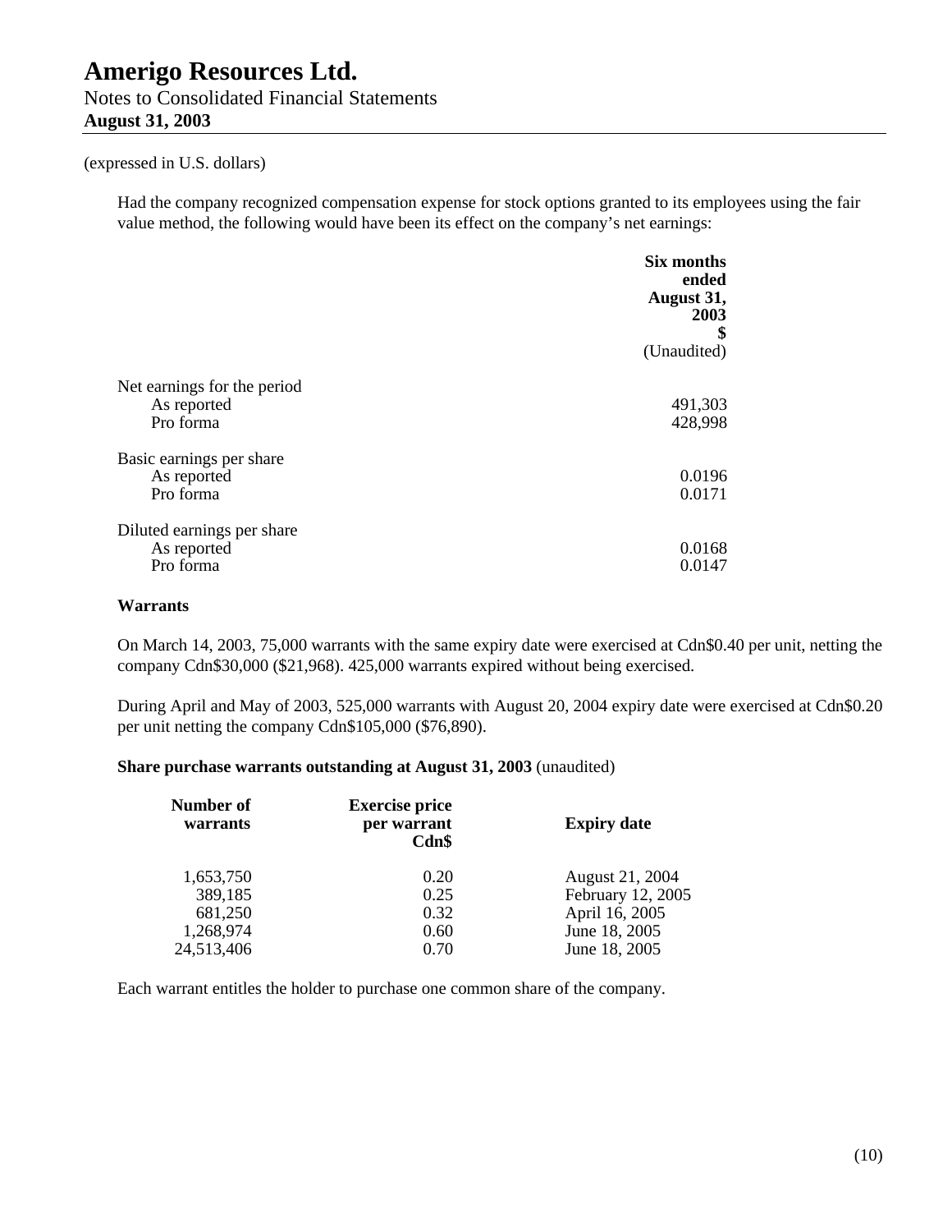(expressed in U.S. dollars)

Had the company recognized compensation expense for stock options granted to its employees using the fair value method, the following would have been its effect on the company's net earnings:

| | Six months ended August 31, 2003 $ (Unaudited) |
|---|---|
| Net earnings for the period | |
| As reported | 491,303 |
| Pro forma | 428,998 |
| Basic earnings per share | |
| As reported | 0.0196 |
| Pro forma | 0.0171 |
| Diluted earnings per share | |
| As reported | 0.0168 |
| Pro forma | 0.0147 |

**Warrants**

On March 14, 2003, 75,000 warrants with the same expiry date were exercised at Cdn$0.40 per unit, netting the company Cdn$30,000 ($21,968). 425,000 warrants expired without being exercised.

During April and May of 2003, 525,000 warrants with August 20, 2004 expiry date were exercised at Cdn$0.20 per unit netting the company Cdn$105,000 ($76,890).

**Share purchase warrants outstanding at August 31, 2003** (unaudited)

| Number of warrants | Exercise price per warrant Cdn$ | Expiry date |
|---|---|---|
| 1,653,750 | 0.20 | August 21, 2004 |
| 389,185 | 0.25 | February 12, 2005 |
| 681,250 | 0.32 | April 16, 2005 |
| 1,268,974 | 0.60 | June 18, 2005 |
| 24,513,406 | 0.70 | June 18, 2005 |

Each warrant entitles the holder to purchase one common share of the company.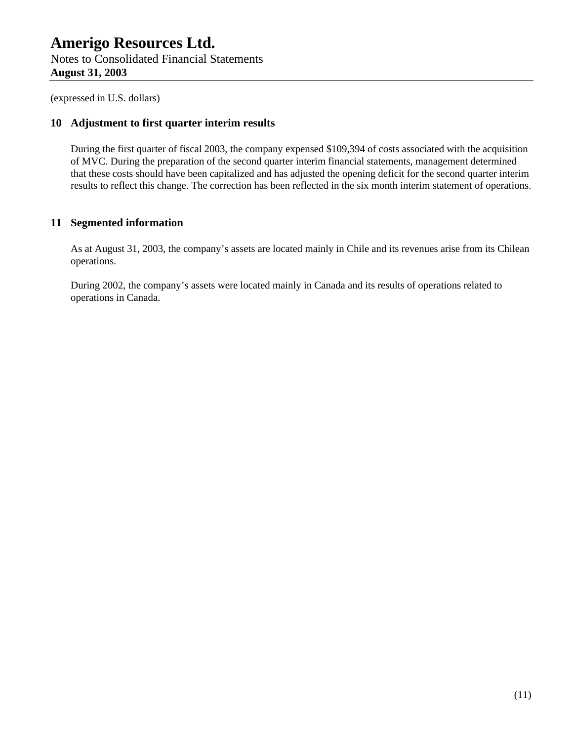(expressed in U.S. dollars)

## 10 Adjustment to first quarter interim results

During the first quarter of fiscal 2003, the company expensed $109,394 of costs associated with the acquisition of MVC. During the preparation of the second quarter interim financial statements, management determined that these costs should have been capitalized and has adjusted the opening deficit for the second quarter interim results to reflect this change. The correction has been reflected in the six month interim statement of operations.

## 11 Segmented information

As at August 31, 2003, the company's assets are located mainly in Chile and its revenues arise from its Chilean operations.

During 2002, the company's assets were located mainly in Canada and its results of operations related to operations in Canada.